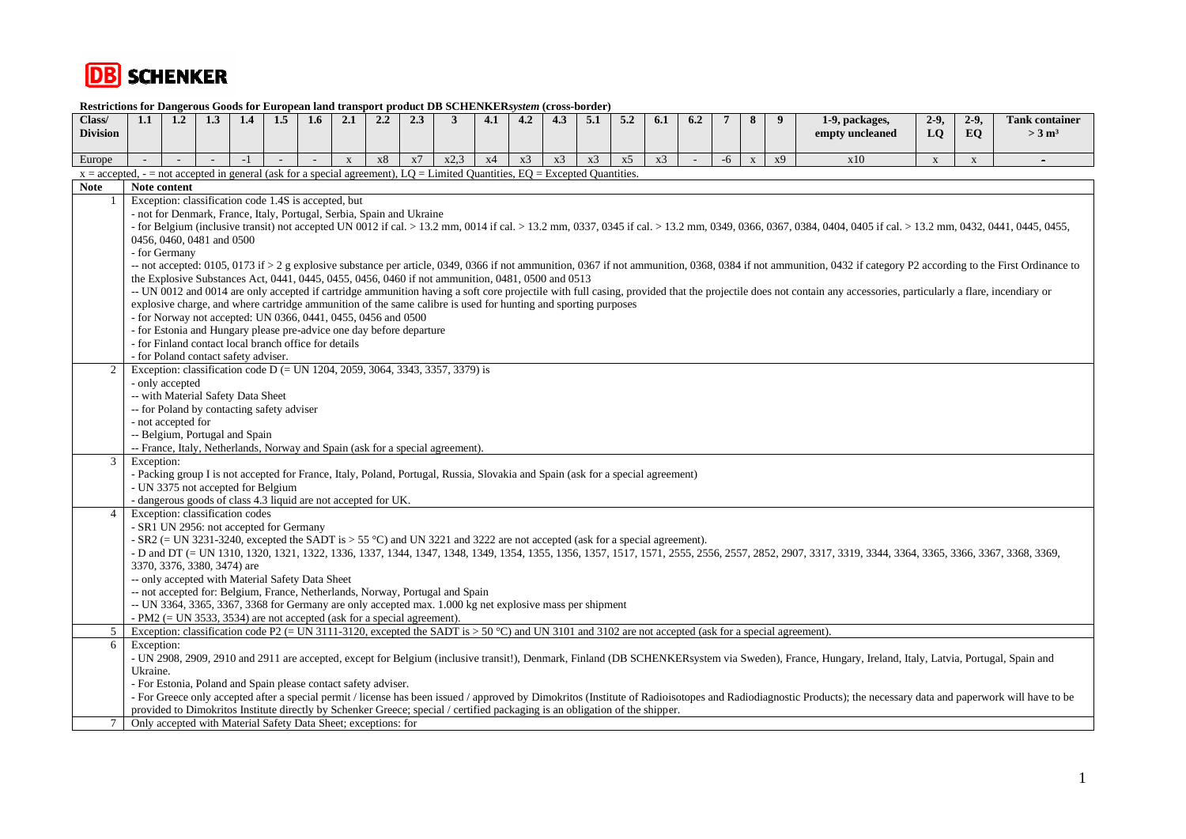**DB SCHENKER**

**Restrictions for Dangerous Goods for European land transport product DB SCHENKER*system* (cross-border)**

| Class/ Division | 1.1 | 1.2 | 1.3 | 1.4 | 1.5 | 1.6 | 2.1 | 2.2 | 2.3 | 3 | 4.1 | 4.2 | 4.3 | 5.1 | 5.2 | 6.1 | 6.2 | 7 | 8 | 9 | 1-9, packages, empty uncleaned | 2-9, LQ | 2-9, EQ | Tank container > 3 m³ |
|---|---|---|---|---|---|---|---|---|---|---|---|---|---|---|---|---|---|---|---|---|---|---|---|---|
| Europe | - | - | - | -1 | - | - | x | x8 | x7 | x2,3 | x4 | x3 | x3 | x3 | x5 | x3 | - | -6 | x | x9 | x10 | x | x | - |

x = accepted, - = not accepted in general (ask for a special agreement), LQ = Limited Quantities, EQ = Excepted Quantities.

| Note | Note content |
|---|---|
| 1 | Exception: classification code 1.4S is accepted, but<br>- not for Denmark, France, Italy, Portugal, Serbia, Spain and Ukraine<br>- for Belgium (inclusive transit) not accepted UN 0012 if cal. > 13.2 mm, 0014 if cal. > 13.2 mm, 0337, 0345 if cal. > 13.2 mm, 0349, 0366, 0367, 0384, 0404, 0405 if cal. > 13.2 mm, 0432, 0441, 0445, 0455, 0456, 0460, 0481 and 0500<br>- for Germany<br>-- not accepted: 0105, 0173 if > 2 g explosive substance per article, 0349, 0366 if not ammunition, 0367 if not ammunition, 0368, 0384 if not ammunition, 0432 if category P2 according to the First Ordinance to the Explosive Substances Act, 0441, 0445, 0455, 0456, 0460 if not ammunition, 0481, 0500 and 0513<br>-- UN 0012 and 0014 are only accepted if cartridge ammunition having a soft core projectile with full casing, provided that the projectile does not contain any accessories, particularly a flare, incendiary or explosive charge, and where cartridge ammunition of the same calibre is used for hunting and sporting purposes<br>- for Norway not accepted: UN 0366, 0441, 0455, 0456 and 0500<br>- for Estonia and Hungary please pre-advice one day before departure<br>- for Finland contact local branch office for details<br>- for Poland contact safety adviser. |
| 2 | Exception: classification code D (= UN 1204, 2059, 3064, 3343, 3357, 3379) is<br>- only accepted<br>-- with Material Safety Data Sheet<br>-- for Poland by contacting safety adviser<br>- not accepted for<br>-- Belgium, Portugal and Spain<br>-- France, Italy, Netherlands, Norway and Spain (ask for a special agreement). |
| 3 | Exception:<br>- Packing group I is not accepted for France, Italy, Poland, Portugal, Russia, Slovakia and Spain (ask for a special agreement)<br>- UN 3375 not accepted for Belgium<br>- dangerous goods of class 4.3 liquid are not accepted for UK. |
| 4 | Exception: classification codes<br>- SR1 UN 2956: not accepted for Germany<br>- SR2 (= UN 3231-3240, excepted the SADT is > 55 °C) and UN 3221 and 3222 are not accepted (ask for a special agreement).<br>- D and DT (= UN 1310, 1320, 1321, 1322, 1336, 1337, 1344, 1347, 1348, 1349, 1354, 1355, 1356, 1357, 1517, 1571, 2555, 2556, 2557, 2852, 2907, 3317, 3319, 3344, 3364, 3365, 3366, 3367, 3368, 3369, 3370, 3376, 3380, 3474) are<br>-- only accepted with Material Safety Data Sheet<br>-- not accepted for: Belgium, France, Netherlands, Norway, Portugal and Spain<br>-- UN 3364, 3365, 3367, 3368 for Germany are only accepted max. 1.000 kg net explosive mass per shipment<br>- PM2 (= UN 3533, 3534) are not accepted (ask for a special agreement). |
| 5 | Exception: classification code P2 (= UN 3111-3120, excepted the SADT is > 50 °C) and UN 3101 and 3102 are not accepted (ask for a special agreement). |
| 6 | Exception:<br>- UN 2908, 2909, 2910 and 2911 are accepted, except for Belgium (inclusive transit!), Denmark, Finland (DB SCHENKERsystem via Sweden), France, Hungary, Ireland, Italy, Latvia, Portugal, Spain and Ukraine.<br>- For Estonia, Poland and Spain please contact safety adviser.<br>- For Greece only accepted after a special permit / license has been issued / approved by Dimokritos (Institute of Radioisotopes and Radiodiagnostic Products); the necessary data and paperwork will have to be provided to Dimokritos Institute directly by Schenker Greece; special / certified packaging is an obligation of the shipper. |
| 7 | Only accepted with Material Safety Data Sheet; exceptions: for |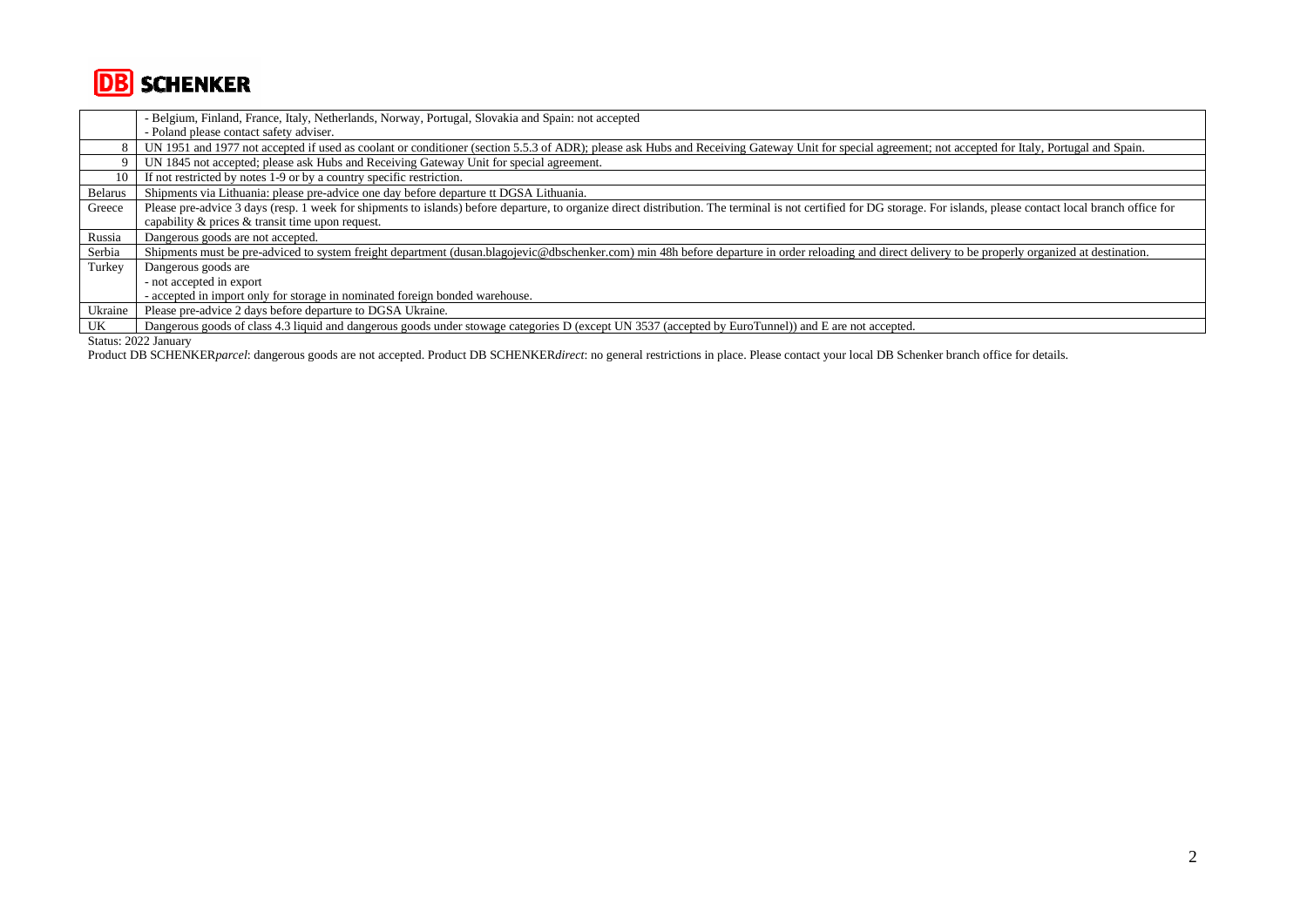| | |
|---|---|
| | - Belgium, Finland, France, Italy, Netherlands, Norway, Portugal, Slovakia and Spain: not accepted<br>- Poland please contact safety adviser. |
| 8 | UN 1951 and 1977 not accepted if used as coolant or conditioner (section 5.5.3 of ADR); please ask Hubs and Receiving Gateway Unit for special agreement; not accepted for Italy, Portugal and Spain. |
| 9 | UN 1845 not accepted; please ask Hubs and Receiving Gateway Unit for special agreement. |
| 10 | If not restricted by notes 1-9 or by a country specific restriction. |
| Belarus | Shipments via Lithuania: please pre-advice one day before departure tt DGSA Lithuania. |
| Greece | Please pre-advice 3 days (resp. 1 week for shipments to islands) before departure, to organize direct distribution. The terminal is not certified for DG storage. For islands, please contact local branch office for capability & prices & transit time upon request. |
| Russia | Dangerous goods are not accepted. |
| Serbia | Shipments must be pre-adviced to system freight department (dusan.blagojevic@dbschenker.com) min 48h before departure in order reloading and direct delivery to be properly organized at destination. |
| Turkey | Dangerous goods are<br>- not accepted in export<br>- accepted in import only for storage in nominated foreign bonded warehouse. |
| Ukraine | Please pre-advice 2 days before departure to DGSA Ukraine. |
| UK | Dangerous goods of class 4.3 liquid and dangerous goods under stowage categories D (except UN 3537 (accepted by EuroTunnel)) and E are not accepted. |

Status: 2022 January

Product DB SCHENKER*parcel*: dangerous goods are not accepted. Product DB SCHENKER*direct*: no general restrictions in place. Please contact your local DB Schenker branch office for details.